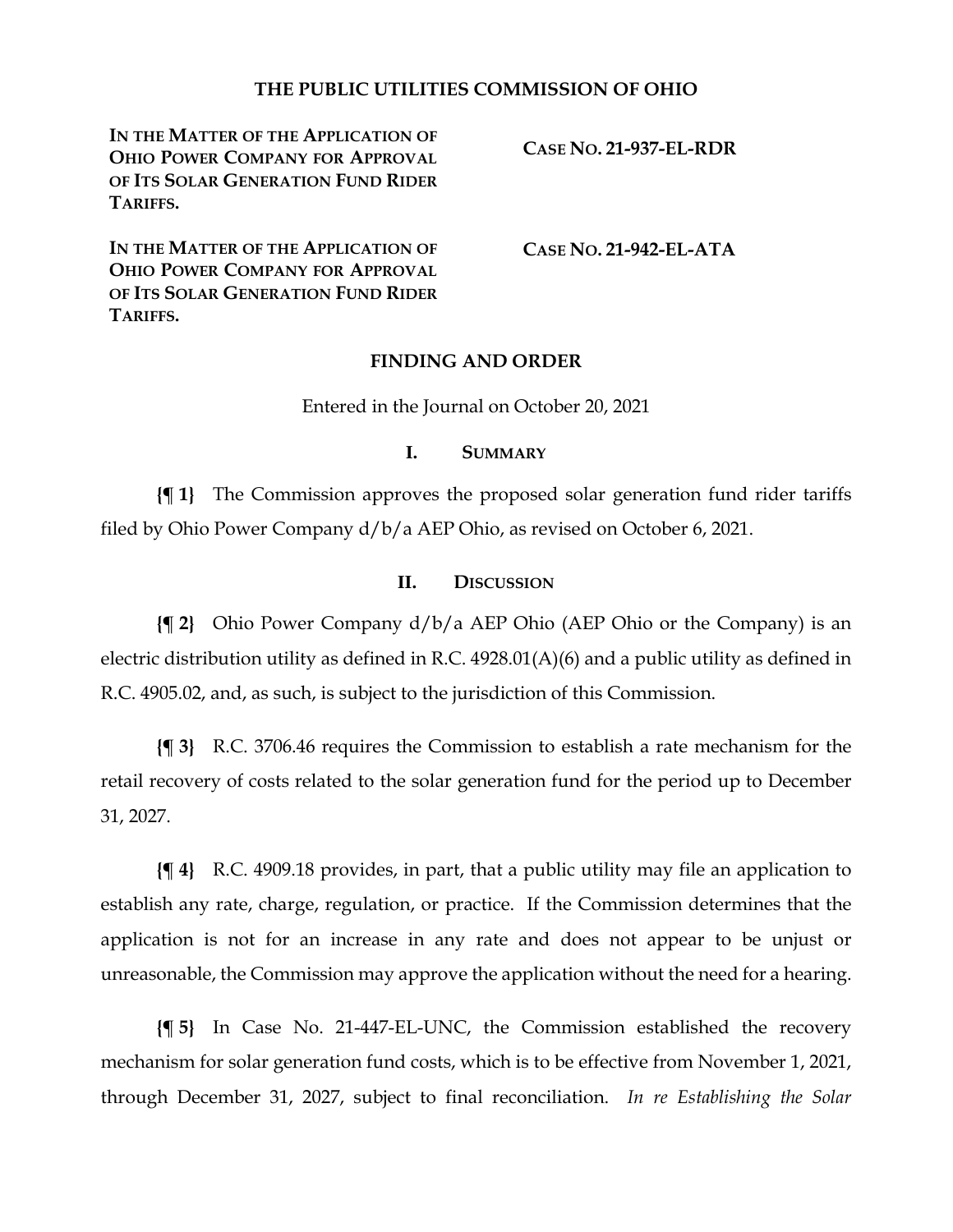# THE PUBLIC UTILITIES COMMISSION OF OHIO

| | |
|---|---|
| **IN THE MATTER OF THE APPLICATION OF OHIO POWER COMPANY FOR APPROVAL OF ITS SOLAR GENERATION FUND RIDER TARIFFS.** | **CASE NO. 21-937-EL-RDR** |
| **IN THE MATTER OF THE APPLICATION OF OHIO POWER COMPANY FOR APPROVAL OF ITS SOLAR GENERATION FUND RIDER TARIFFS.** | **CASE NO. 21-942-EL-ATA** |

## FINDING AND ORDER

Entered in the Journal on October 20, 2021

### I. SUMMARY

**{¶ 1}** The Commission approves the proposed solar generation fund rider tariffs filed by Ohio Power Company d/b/a AEP Ohio, as revised on October 6, 2021.

### II. DISCUSSION

**{¶ 2}** Ohio Power Company d/b/a AEP Ohio (AEP Ohio or the Company) is an electric distribution utility as defined in R.C. 4928.01(A)(6) and a public utility as defined in R.C. 4905.02, and, as such, is subject to the jurisdiction of this Commission.

**{¶ 3}** R.C. 3706.46 requires the Commission to establish a rate mechanism for the retail recovery of costs related to the solar generation fund for the period up to December 31, 2027.

**{¶ 4}** R.C. 4909.18 provides, in part, that a public utility may file an application to establish any rate, charge, regulation, or practice. If the Commission determines that the application is not for an increase in any rate and does not appear to be unjust or unreasonable, the Commission may approve the application without the need for a hearing.

**{¶ 5}** In Case No. 21-447-EL-UNC, the Commission established the recovery mechanism for solar generation fund costs, which is to be effective from November 1, 2021, through December 31, 2027, subject to final reconciliation. *In re Establishing the Solar*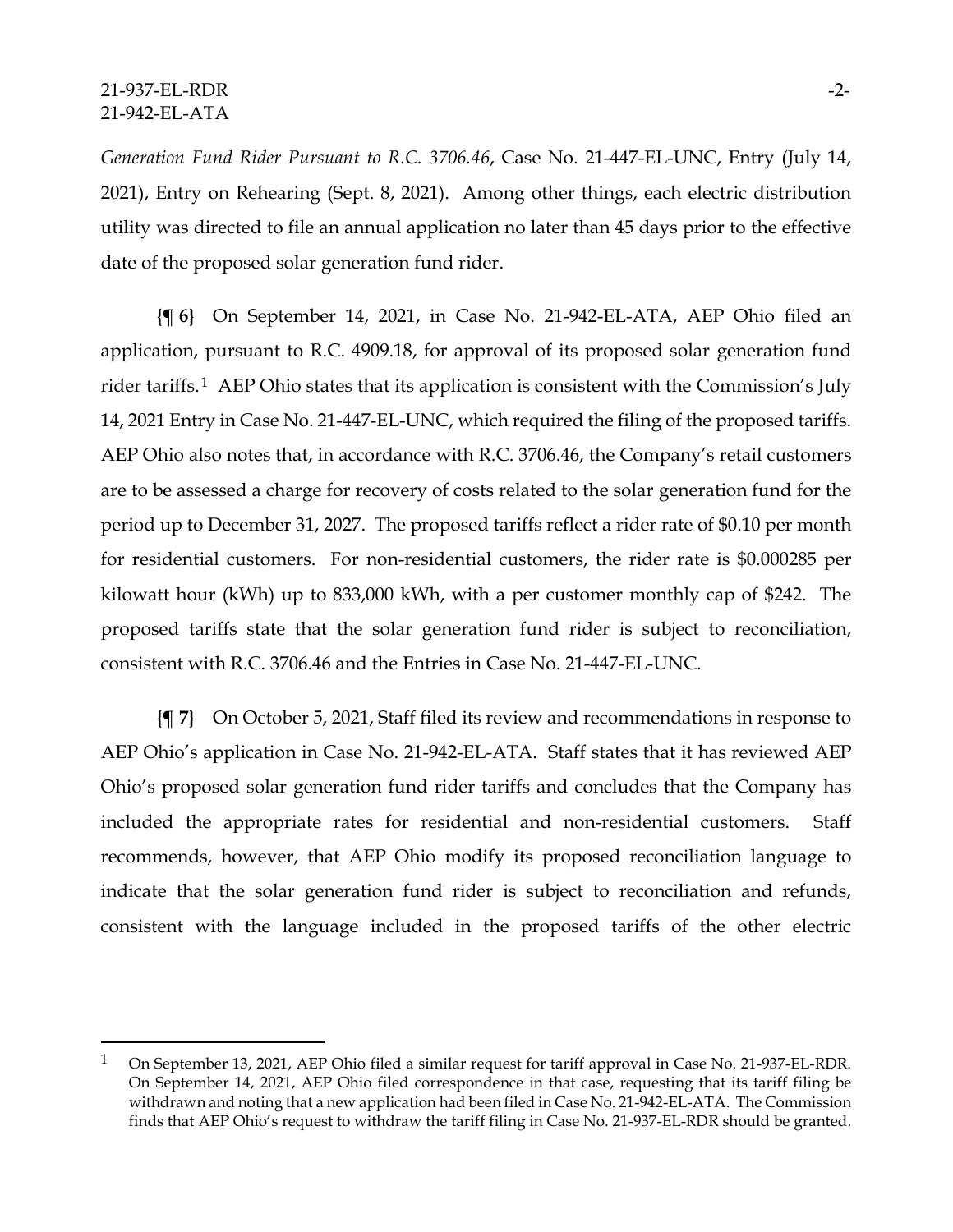*Generation Fund Rider Pursuant to R.C. 3706.46*, Case No. 21-447-EL-UNC, Entry (July 14, 2021), Entry on Rehearing (Sept. 8, 2021). Among other things, each electric distribution utility was directed to file an annual application no later than 45 days prior to the effective date of the proposed solar generation fund rider.

**{¶ 6}** On September 14, 2021, in Case No. 21-942-EL-ATA, AEP Ohio filed an application, pursuant to R.C. 4909.18, for approval of its proposed solar generation fund rider tariffs.[1] AEP Ohio states that its application is consistent with the Commission's July 14, 2021 Entry in Case No. 21-447-EL-UNC, which required the filing of the proposed tariffs. AEP Ohio also notes that, in accordance with R.C. 3706.46, the Company's retail customers are to be assessed a charge for recovery of costs related to the solar generation fund for the period up to December 31, 2027. The proposed tariffs reflect a rider rate of $0.10 per month for residential customers. For non-residential customers, the rider rate is $0.000285 per kilowatt hour (kWh) up to 833,000 kWh, with a per customer monthly cap of $242. The proposed tariffs state that the solar generation fund rider is subject to reconciliation, consistent with R.C. 3706.46 and the Entries in Case No. 21-447-EL-UNC.

**{¶ 7}** On October 5, 2021, Staff filed its review and recommendations in response to AEP Ohio's application in Case No. 21-942-EL-ATA. Staff states that it has reviewed AEP Ohio's proposed solar generation fund rider tariffs and concludes that the Company has included the appropriate rates for residential and non-residential customers. Staff recommends, however, that AEP Ohio modify its proposed reconciliation language to indicate that the solar generation fund rider is subject to reconciliation and refunds, consistent with the language included in the proposed tariffs of the other electric

---

[1] On September 13, 2021, AEP Ohio filed a similar request for tariff approval in Case No. 21-937-EL-RDR. On September 14, 2021, AEP Ohio filed correspondence in that case, requesting that its tariff filing be withdrawn and noting that a new application had been filed in Case No. 21-942-EL-ATA. The Commission finds that AEP Ohio's request to withdraw the tariff filing in Case No. 21-937-EL-RDR should be granted.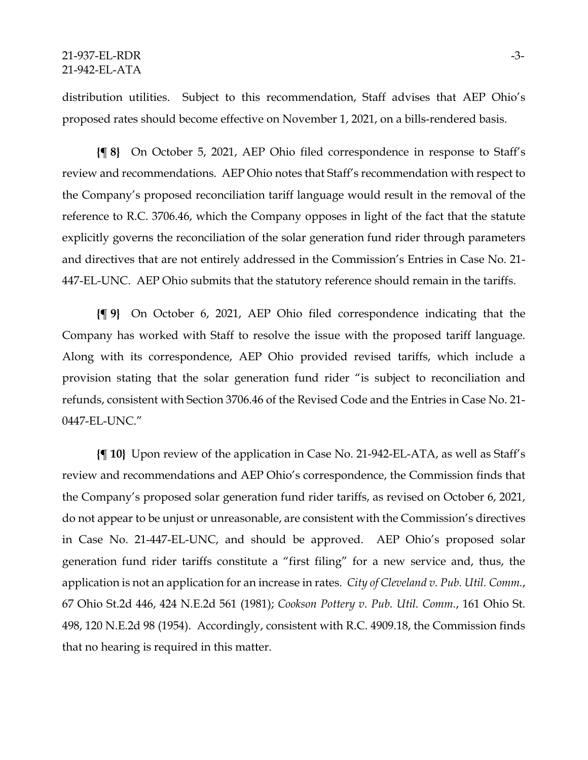distribution utilities. Subject to this recommendation, Staff advises that AEP Ohio's proposed rates should become effective on November 1, 2021, on a bills-rendered basis.

**{¶ 8}** On October 5, 2021, AEP Ohio filed correspondence in response to Staff's review and recommendations. AEP Ohio notes that Staff's recommendation with respect to the Company's proposed reconciliation tariff language would result in the removal of the reference to R.C. 3706.46, which the Company opposes in light of the fact that the statute explicitly governs the reconciliation of the solar generation fund rider through parameters and directives that are not entirely addressed in the Commission's Entries in Case No. 21-447-EL-UNC. AEP Ohio submits that the statutory reference should remain in the tariffs.

**{¶ 9}** On October 6, 2021, AEP Ohio filed correspondence indicating that the Company has worked with Staff to resolve the issue with the proposed tariff language. Along with its correspondence, AEP Ohio provided revised tariffs, which include a provision stating that the solar generation fund rider "is subject to reconciliation and refunds, consistent with Section 3706.46 of the Revised Code and the Entries in Case No. 21-0447-EL-UNC."

**{¶ 10}** Upon review of the application in Case No. 21-942-EL-ATA, as well as Staff's review and recommendations and AEP Ohio's correspondence, the Commission finds that the Company's proposed solar generation fund rider tariffs, as revised on October 6, 2021, do not appear to be unjust or unreasonable, are consistent with the Commission's directives in Case No. 21-447-EL-UNC, and should be approved. AEP Ohio's proposed solar generation fund rider tariffs constitute a "first filing" for a new service and, thus, the application is not an application for an increase in rates. *City of Cleveland v. Pub. Util. Comm.*, 67 Ohio St.2d 446, 424 N.E.2d 561 (1981); *Cookson Pottery v. Pub. Util. Comm.*, 161 Ohio St. 498, 120 N.E.2d 98 (1954). Accordingly, consistent with R.C. 4909.18, the Commission finds that no hearing is required in this matter.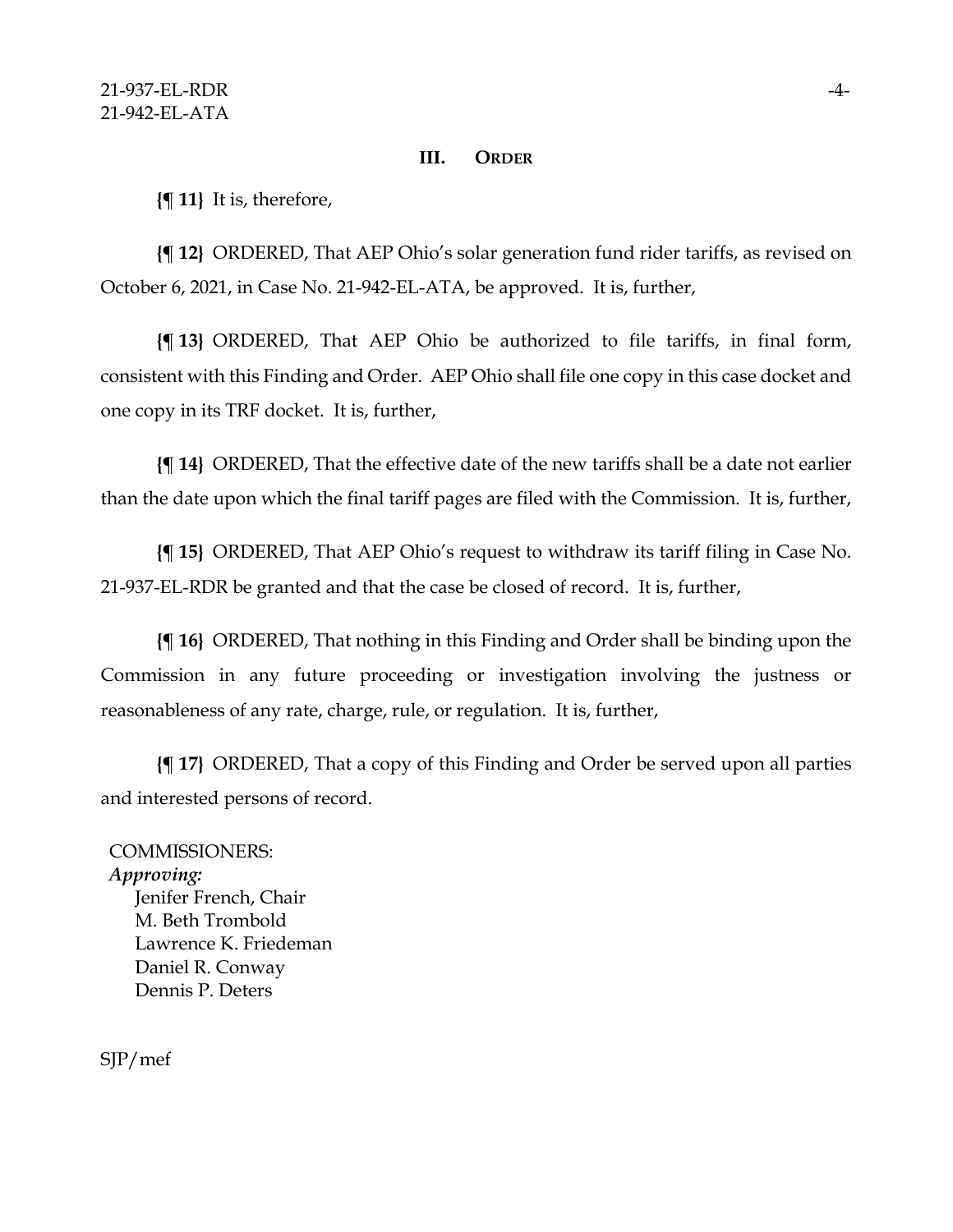## III. Order

**{¶ 11}** It is, therefore,

**{¶ 12}** ORDERED, That AEP Ohio's solar generation fund rider tariffs, as revised on October 6, 2021, in Case No. 21-942-EL-ATA, be approved. It is, further,

**{¶ 13}** ORDERED, That AEP Ohio be authorized to file tariffs, in final form, consistent with this Finding and Order. AEP Ohio shall file one copy in this case docket and one copy in its TRF docket. It is, further,

**{¶ 14}** ORDERED, That the effective date of the new tariffs shall be a date not earlier than the date upon which the final tariff pages are filed with the Commission. It is, further,

**{¶ 15}** ORDERED, That AEP Ohio's request to withdraw its tariff filing in Case No. 21-937-EL-RDR be granted and that the case be closed of record. It is, further,

**{¶ 16}** ORDERED, That nothing in this Finding and Order shall be binding upon the Commission in any future proceeding or investigation involving the justness or reasonableness of any rate, charge, rule, or regulation. It is, further,

**{¶ 17}** ORDERED, That a copy of this Finding and Order be served upon all parties and interested persons of record.

COMMISSIONERS:
*Approving:*
Jenifer French, Chair
M. Beth Trombold
Lawrence K. Friedeman
Daniel R. Conway
Dennis P. Deters

SJP/mef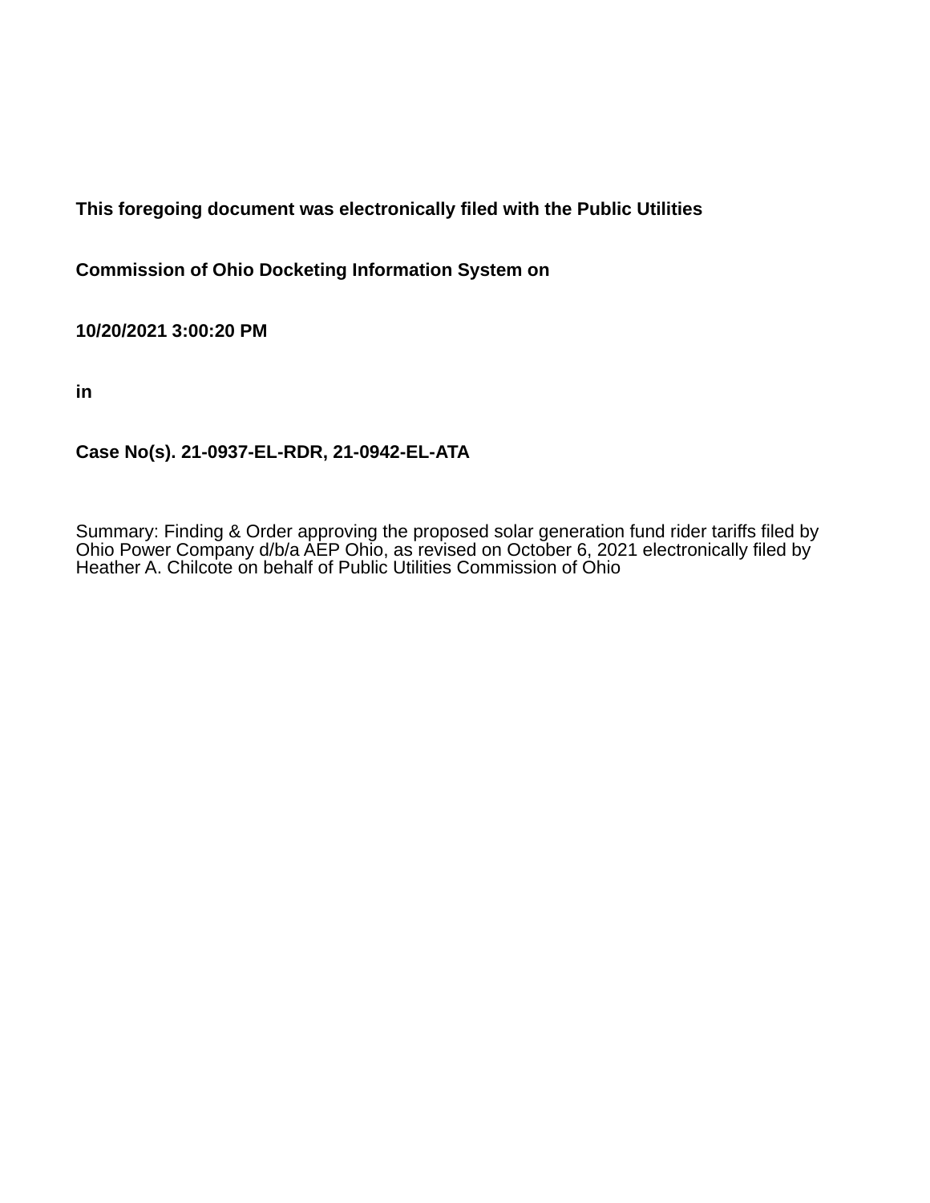**This foregoing document was electronically filed with the Public Utilities**

**Commission of Ohio Docketing Information System on**

**10/20/2021 3:00:20 PM**

**in**

**Case No(s). 21-0937-EL-RDR, 21-0942-EL-ATA**

Summary: Finding & Order approving the proposed solar generation fund rider tariffs filed by Ohio Power Company d/b/a AEP Ohio, as revised on October 6, 2021 electronically filed by Heather A. Chilcote on behalf of Public Utilities Commission of Ohio